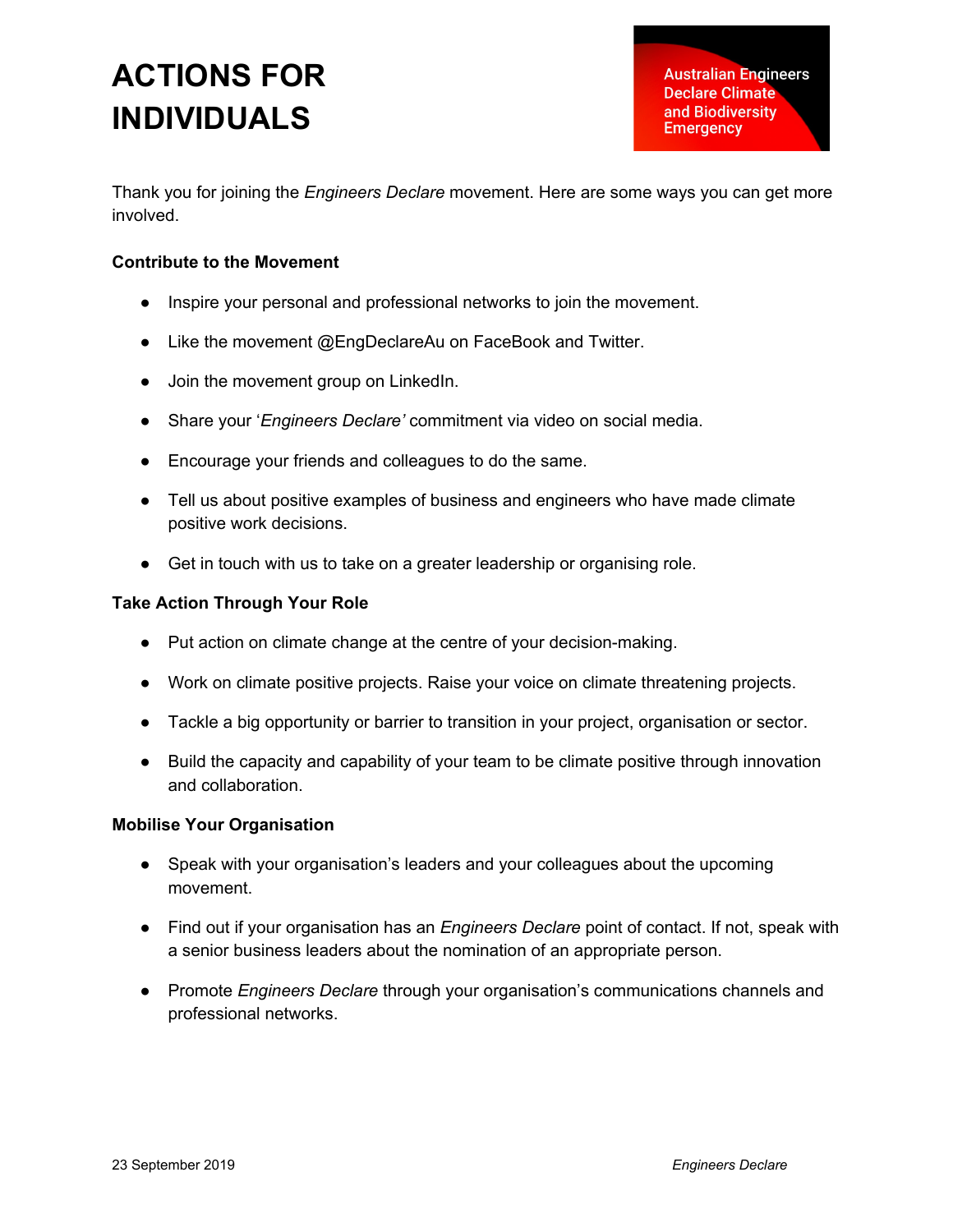# ACTIONS FOR INDIVIDUALS

Australian Engineers Declare Climate and Biodiversity Emergency

Thank you for joining the *Engineers Declare* movement. Here are some ways you can get more involved.

**Contribute to the Movement**

- Inspire your personal and professional networks to join the movement.
- Like the movement @EngDeclareAu on FaceBook and Twitter.
- Join the movement group on LinkedIn.
- Share your '*Engineers Declare'* commitment via video on social media.
- Encourage your friends and colleagues to do the same.
- Tell us about positive examples of business and engineers who have made climate positive work decisions.
- Get in touch with us to take on a greater leadership or organising role.

**Take Action Through Your Role**

- Put action on climate change at the centre of your decision-making.
- Work on climate positive projects. Raise your voice on climate threatening projects.
- Tackle a big opportunity or barrier to transition in your project, organisation or sector.
- Build the capacity and capability of your team to be climate positive through innovation and collaboration.

**Mobilise Your Organisation**

- Speak with your organisation's leaders and your colleagues about the upcoming movement.
- Find out if your organisation has an *Engineers Declare* point of contact. If not, speak with a senior business leaders about the nomination of an appropriate person.
- Promote *Engineers Declare* through your organisation's communications channels and professional networks.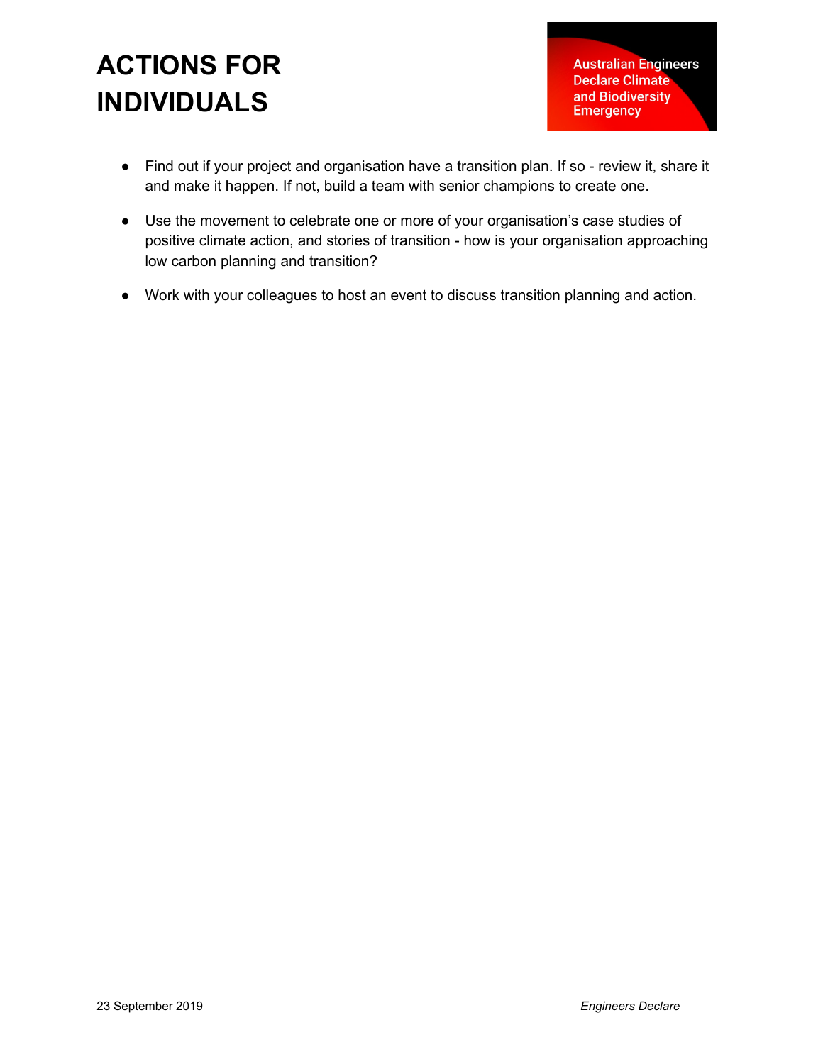# ACTIONS FOR INDIVIDUALS

Australian Engineers Declare Climate and Biodiversity Emergency

- Find out if your project and organisation have a transition plan. If so - review it, share it and make it happen. If not, build a team with senior champions to create one.
- Use the movement to celebrate one or more of your organisation's case studies of positive climate action, and stories of transition - how is your organisation approaching low carbon planning and transition?
- Work with your colleagues to host an event to discuss transition planning and action.